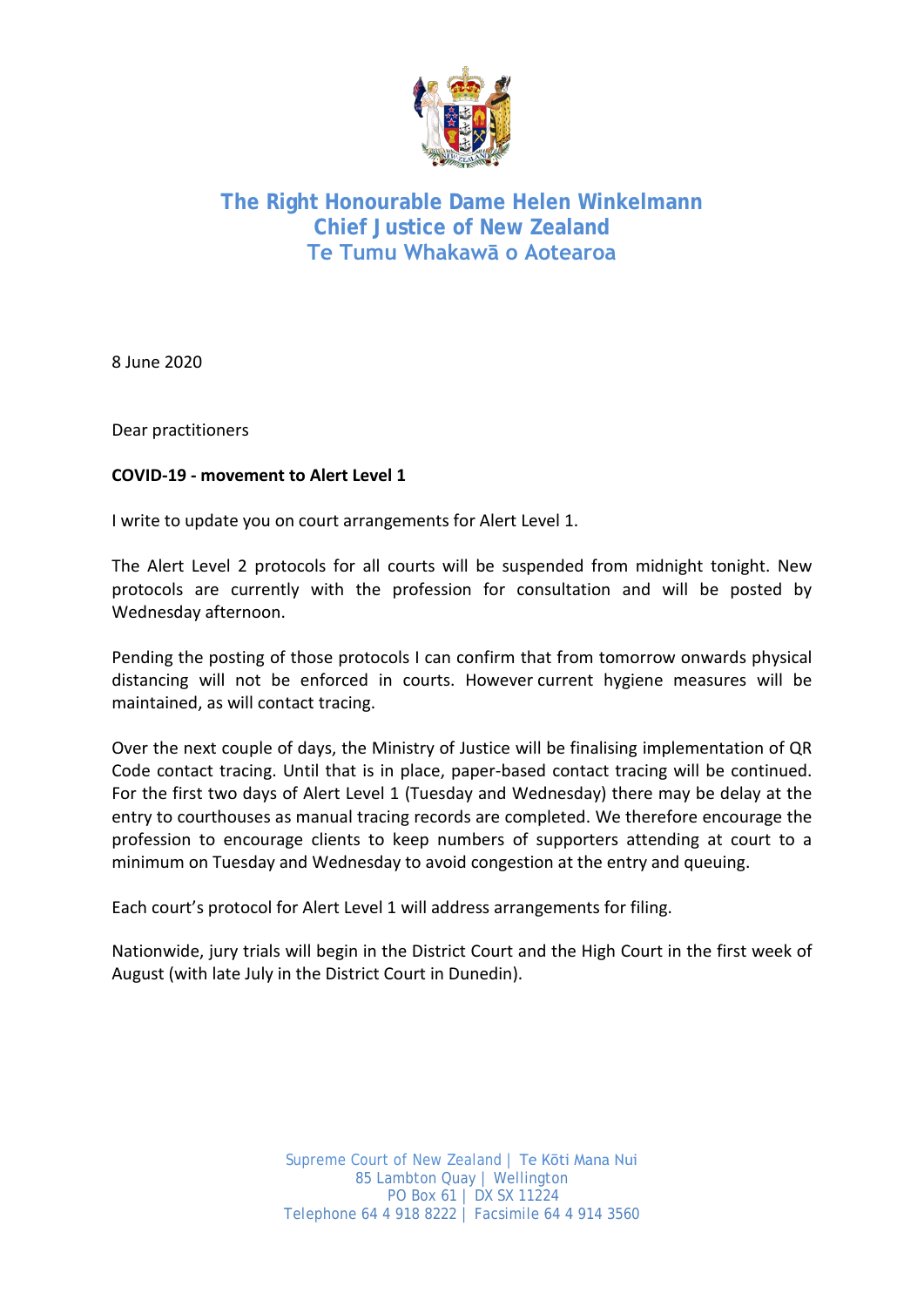**The Right Honourable Dame Helen Winkelmann**
**Chief Justice of New Zealand**
**Te Tumu Whakawā o Aotearoa**

8 June 2020

Dear practitioners

**COVID-19 - movement to Alert Level 1**

I write to update you on court arrangements for Alert Level 1.

The Alert Level 2 protocols for all courts will be suspended from midnight tonight. New protocols are currently with the profession for consultation and will be posted by Wednesday afternoon.

Pending the posting of those protocols I can confirm that from tomorrow onwards physical distancing will not be enforced in courts. However current hygiene measures will be maintained, as will contact tracing.

Over the next couple of days, the Ministry of Justice will be finalising implementation of QR Code contact tracing. Until that is in place, paper-based contact tracing will be continued. For the first two days of Alert Level 1 (Tuesday and Wednesday) there may be delay at the entry to courthouses as manual tracing records are completed. We therefore encourage the profession to encourage clients to keep numbers of supporters attending at court to a minimum on Tuesday and Wednesday to avoid congestion at the entry and queuing.

Each court's protocol for Alert Level 1 will address arrangements for filing.

Nationwide, jury trials will begin in the District Court and the High Court in the first week of August (with late July in the District Court in Dunedin).

Supreme Court of New Zealand | Te Kōti Mana Nui
85 Lambton Quay | Wellington
PO Box 61 | DX SX 11224
Telephone 64 4 918 8222 | Facsimile 64 4 914 3560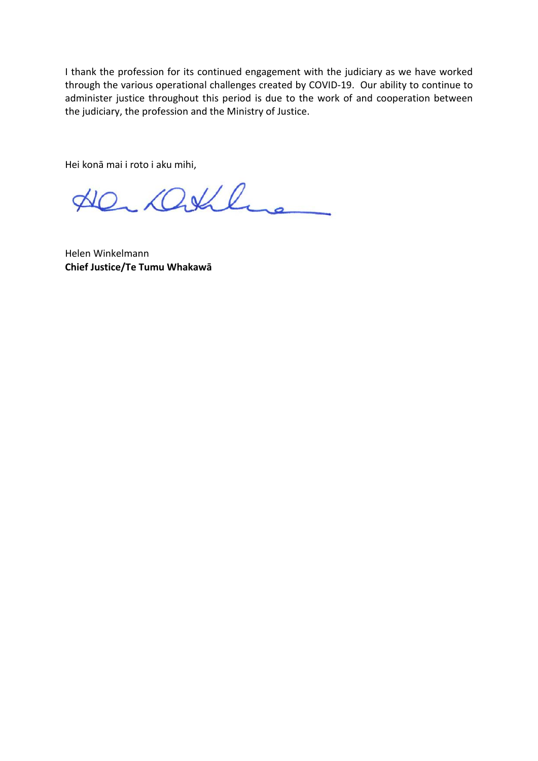I thank the profession for its continued engagement with the judiciary as we have worked through the various operational challenges created by COVID-19. Our ability to continue to administer justice throughout this period is due to the work of and cooperation between the judiciary, the profession and the Ministry of Justice.

Hei konā mai i roto i aku mihi,

Helen Winkelmann
**Chief Justice/Te Tumu Whakawā**